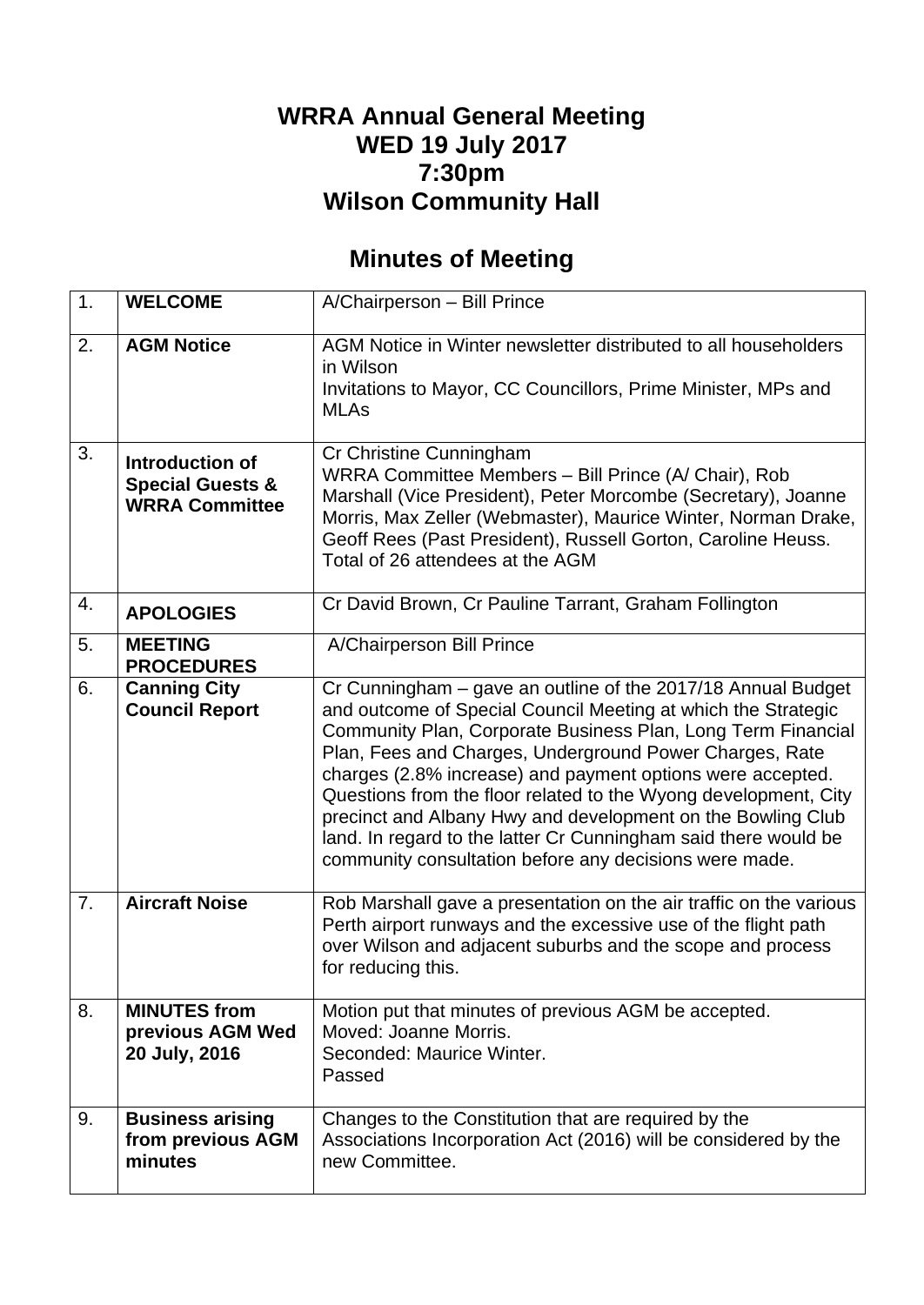# WRRA Annual General Meeting
# WED 19 July 2017
# 7:30pm
# Wilson Community Hall

## Minutes of Meeting

| | | |
|---|---|---|
| 1. | **WELCOME** | A/Chairperson – Bill Prince |
| 2. | **AGM Notice** | AGM Notice in Winter newsletter distributed to all householders in Wilson<br>Invitations to Mayor, CC Councillors, Prime Minister, MPs and MLAs |
| 3. | **Introduction of Special Guests & WRRA Committee** | Cr Christine Cunningham<br>WRRA Committee Members – Bill Prince (A/ Chair), Rob Marshall (Vice President), Peter Morcombe (Secretary), Joanne Morris, Max Zeller (Webmaster), Maurice Winter, Norman Drake, Geoff Rees (Past President), Russell Gorton, Caroline Heuss.<br>Total of 26 attendees at the AGM |
| 4. | **APOLOGIES** | Cr David Brown, Cr Pauline Tarrant, Graham Follington |
| 5. | **MEETING PROCEDURES** | A/Chairperson Bill Prince |
| 6. | **Canning City Council Report** | Cr Cunningham – gave an outline of the 2017/18 Annual Budget and outcome of Special Council Meeting at which the Strategic Community Plan, Corporate Business Plan, Long Term Financial Plan, Fees and Charges, Underground Power Charges, Rate charges (2.8% increase) and payment options were accepted. Questions from the floor related to the Wyong development, City precinct and Albany Hwy and development on the Bowling Club land. In regard to the latter Cr Cunningham said there would be community consultation before any decisions were made. |
| 7. | **Aircraft Noise** | Rob Marshall gave a presentation on the air traffic on the various Perth airport runways and the excessive use of the flight path over Wilson and adjacent suburbs and the scope and process for reducing this. |
| 8. | **MINUTES from previous AGM Wed 20 July, 2016** | Motion put that minutes of previous AGM be accepted.<br>Moved: Joanne Morris.<br>Seconded: Maurice Winter.<br>Passed |
| 9. | **Business arising from previous AGM minutes** | Changes to the Constitution that are required by the Associations Incorporation Act (2016) will be considered by the new Committee. |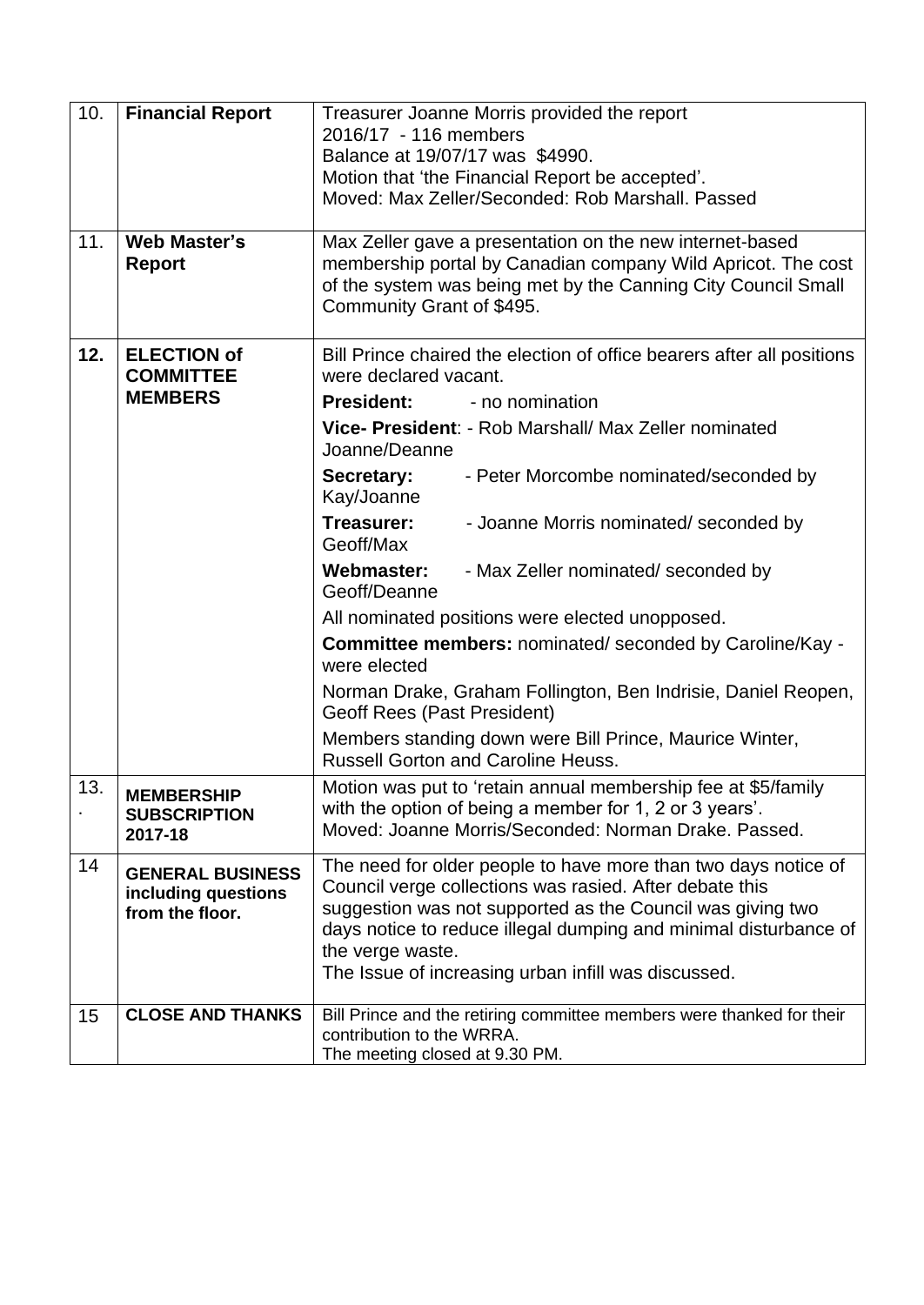| | | |
|---|---|---|
| 10. | **Financial Report** | Treasurer Joanne Morris provided the report<br>2016/17 - 116 members<br>Balance at 19/07/17 was $4990.<br>Motion that 'the Financial Report be accepted'.<br>Moved: Max Zeller/Seconded: Rob Marshall. Passed |
| 11. | **Web Master's Report** | Max Zeller gave a presentation on the new internet-based membership portal by Canadian company Wild Apricot. The cost of the system was being met by the Canning City Council Small Community Grant of $495. |
| **12.** | **ELECTION of COMMITTEE MEMBERS** | Bill Prince chaired the election of office bearers after all positions were declared vacant.<br>**President:** - no nomination<br>**Vice- President**: - Rob Marshall/ Max Zeller nominated Joanne/Deanne<br>**Secretary:** - Peter Morcombe nominated/seconded by Kay/Joanne<br>**Treasurer:** - Joanne Morris nominated/ seconded by Geoff/Max<br>**Webmaster:** - Max Zeller nominated/ seconded by Geoff/Deanne<br>All nominated positions were elected unopposed.<br>**Committee members:** nominated/ seconded by Caroline/Kay - were elected<br>Norman Drake, Graham Follington, Ben Indrisie, Daniel Reopen, Geoff Rees (Past President)<br>Members standing down were Bill Prince, Maurice Winter, Russell Gorton and Caroline Heuss. |
| 13. | **MEMBERSHIP SUBSCRIPTION 2017-18** | Motion was put to 'retain annual membership fee at $5/family with the option of being a member for 1, 2 or 3 years'.<br>Moved: Joanne Morris/Seconded: Norman Drake. Passed. |
| 14 | **GENERAL BUSINESS including questions from the floor.** | The need for older people to have more than two days notice of Council verge collections was rasied. After debate this suggestion was not supported as the Council was giving two days notice to reduce illegal dumping and minimal disturbance of the verge waste.<br>The Issue of increasing urban infill was discussed. |
| 15 | **CLOSE AND THANKS** | Bill Prince and the retiring committee members were thanked for their contribution to the WRRA.<br>The meeting closed at 9.30 PM. |